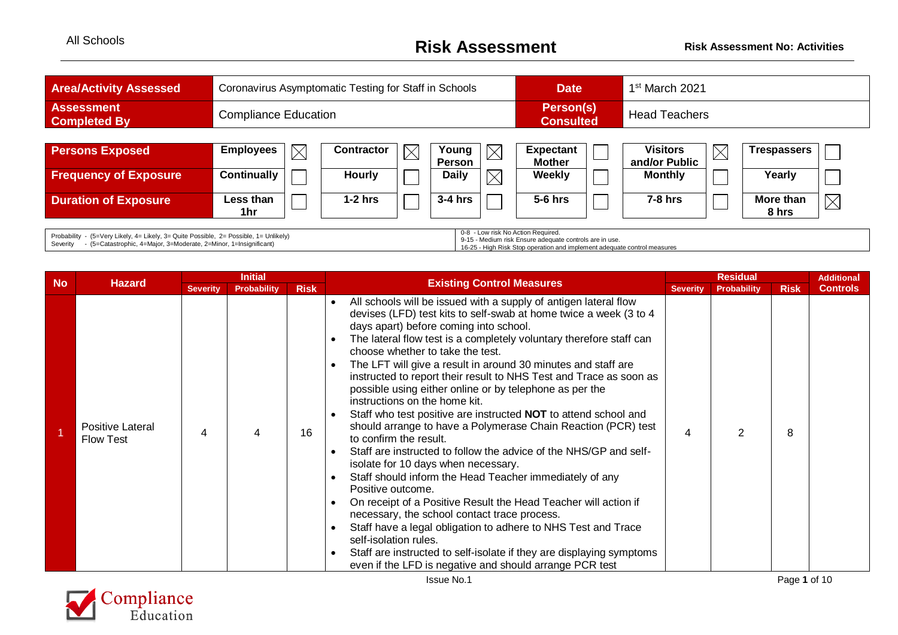# Risk Assessment

All Schools

**Risk Assessment No: Activities**

| **Area/Activity Assessed** | Coronavirus Asymptomatic Testing for Staff in Schools | **Date** | 1st March 2021 |
|---|---|---|---|
| **Assessment Completed By** | Compliance Education | **Person(s) Consulted** | Head Teachers |

| **Persons Exposed** | **Employees** | ☒ | **Contractor** | ☒ | **Young Person** | ☒ | **Expectant Mother** | ☐ | **Visitors and/or Public** | ☒ | **Trespassers** | ☐ |
|---|---|---|---|---|---|---|---|---|---|---|---|---|
| **Frequency of Exposure** | **Continually** | ☐ | **Hourly** | ☐ | **Daily** | ☒ | **Weekly** | ☐ | **Monthly** | ☐ | **Yearly** | ☐ |
| **Duration of Exposure** | **Less than 1hr** | ☐ | **1-2 hrs** | ☐ | **3-4 hrs** | ☐ | **5-6 hrs** | ☐ | **7-8 hrs** | ☐ | **More than 8 hrs** | ☒ |

Probability - (5=Very Likely, 4= Likely, 3= Quite Possible, 2= Possible, 1= Unlikely)
Severity - (5=Catastrophic, 4=Major, 3=Moderate, 2=Minor, 1=Insignificant)

0-8 - Low risk No Action Required.
9-15 - Medium risk Ensure adequate controls are in use.
16-25 - High Risk Stop operation and implement adequate control measures

| No | Hazard | Initial | | | Existing Control Measures | Residual | | | Additional Controls |
|---|---|---|---|---|---|---|---|---|---|
| | | Severity | Probability | Risk | | Severity | Probability | Risk | |
| 1 | Positive Lateral Flow Test | 4 | 4 | 16 | • All schools will be issued with a supply of antigen lateral flow devises (LFD) test kits to self-swab at home twice a week (3 to 4 days apart) before coming into school.<br>• The lateral flow test is a completely voluntary therefore staff can choose whether to take the test.<br>• The LFT will give a result in around 30 minutes and staff are instructed to report their result to NHS Test and Trace as soon as possible using either online or by telephone as per the instructions on the home kit.<br>• Staff who test positive are instructed **NOT** to attend school and should arrange to have a Polymerase Chain Reaction (PCR) test to confirm the result.<br>• Staff are instructed to follow the advice of the NHS/GP and self-isolate for 10 days when necessary.<br>• Staff should inform the Head Teacher immediately of any Positive outcome.<br>• On receipt of a Positive Result the Head Teacher will action if necessary, the school contact trace process.<br>• Staff have a legal obligation to adhere to NHS Test and Trace self-isolation rules.<br>• Staff are instructed to self-isolate if they are displaying symptoms even if the LFD is negative and should arrange PCR test | 4 | 2 | 8 | |

Issue No.1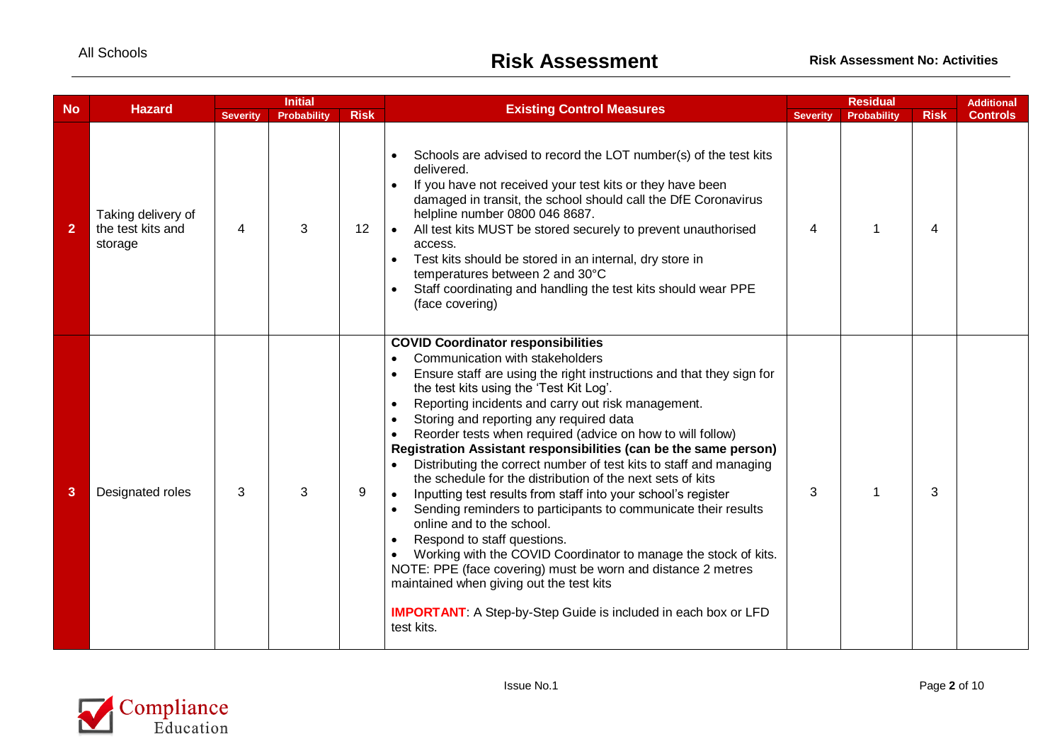| No | Hazard | Initial | | | Existing Control Measures | Residual | | | Additional Controls |
|---|---|---|---|---|---|---|---|---|---|
| | | Severity | Probability | Risk | | Severity | Probability | Risk | |
| 2 | Taking delivery of the test kits and storage | 4 | 3 | 12 | • Schools are advised to record the LOT number(s) of the test kits delivered.<br>• If you have not received your test kits or they have been damaged in transit, the school should call the DfE Coronavirus helpline number 0800 046 8687.<br>• All test kits MUST be stored securely to prevent unauthorised access.<br>• Test kits should be stored in an internal, dry store in temperatures between 2 and 30°C<br>• Staff coordinating and handling the test kits should wear PPE (face covering) | 4 | 1 | 4 | |
| 3 | Designated roles | 3 | 3 | 9 | **COVID Coordinator responsibilities**<br>• Communication with stakeholders<br>• Ensure staff are using the right instructions and that they sign for the test kits using the 'Test Kit Log'.<br>• Reporting incidents and carry out risk management.<br>• Storing and reporting any required data<br>• Reorder tests when required (advice on how to will follow)<br>**Registration Assistant responsibilities (can be the same person)**<br>• Distributing the correct number of test kits to staff and managing the schedule for the distribution of the next sets of kits<br>• Inputting test results from staff into your school's register<br>• Sending reminders to participants to communicate their results online and to the school.<br>• Respond to staff questions.<br>• Working with the COVID Coordinator to manage the stock of kits.<br>NOTE: PPE (face covering) must be worn and distance 2 metres maintained when giving out the test kits<br><br>**IMPORTANT**: A Step-by-Step Guide is included in each box or LFD test kits. | 3 | 1 | 3 | |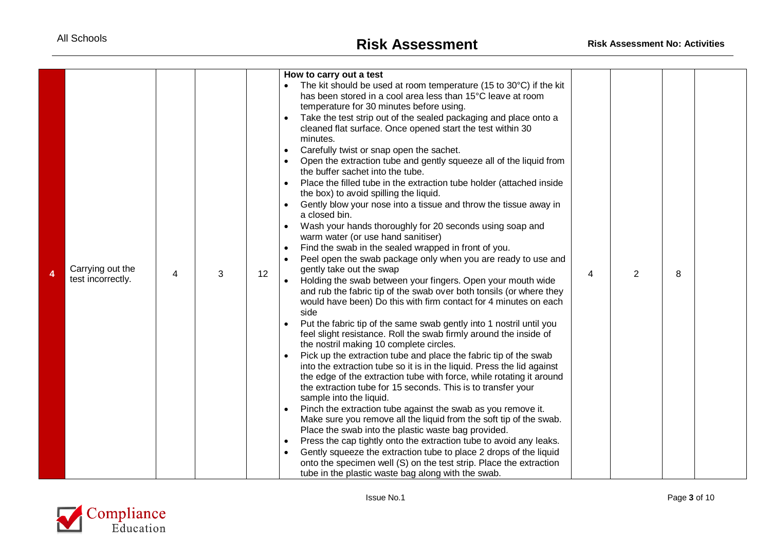| 4 | Carrying out the test incorrectly. | 4 | 3 | 12 | **How to carry out a test**<br>• The kit should be used at room temperature (15 to 30°C) if the kit has been stored in a cool area less than 15°C leave at room temperature for 30 minutes before using.<br>• Take the test strip out of the sealed packaging and place onto a cleaned flat surface. Once opened start the test within 30 minutes.<br>• Carefully twist or snap open the sachet.<br>• Open the extraction tube and gently squeeze all of the liquid from the buffer sachet into the tube.<br>• Place the filled tube in the extraction tube holder (attached inside the box) to avoid spilling the liquid.<br>• Gently blow your nose into a tissue and throw the tissue away in a closed bin.<br>• Wash your hands thoroughly for 20 seconds using soap and warm water (or use hand sanitiser)<br>• Find the swab in the sealed wrapped in front of you.<br>• Peel open the swab package only when you are ready to use and gently take out the swap<br>• Holding the swab between your fingers. Open your mouth wide and rub the fabric tip of the swab over both tonsils (or where they would have been) Do this with firm contact for 4 minutes on each side<br>• Put the fabric tip of the same swab gently into 1 nostril until you feel slight resistance. Roll the swab firmly around the inside of the nostril making 10 complete circles.<br>• Pick up the extraction tube and place the fabric tip of the swab into the extraction tube so it is in the liquid. Press the lid against the edge of the extraction tube with force, while rotating it around the extraction tube for 15 seconds. This is to transfer your sample into the liquid.<br>• Pinch the extraction tube against the swab as you remove it. Make sure you remove all the liquid from the soft tip of the swab. Place the swab into the plastic waste bag provided.<br>• Press the cap tightly onto the extraction tube to avoid any leaks.<br>• Gently squeeze the extraction tube to place 2 drops of the liquid onto the specimen well (S) on the test strip. Place the extraction tube in the plastic waste bag along with the swab. | 4 | 2 | 8 | |
|---|---|---|---|---|---|---|---|---|---|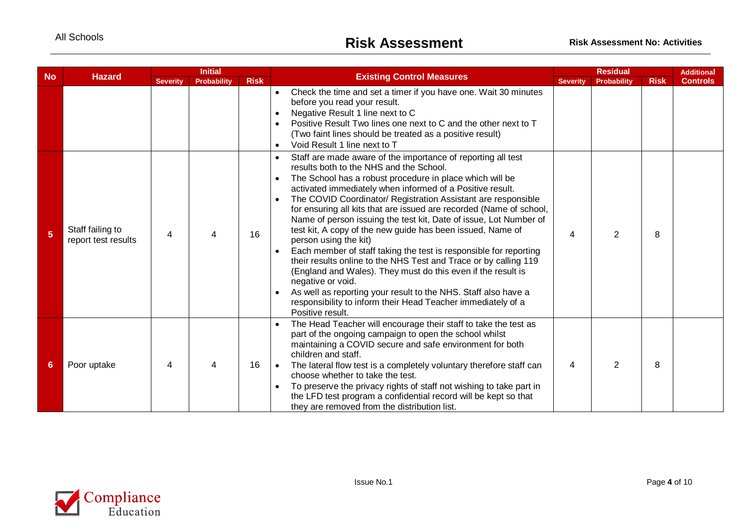| No | Hazard | Initial | | | Existing Control Measures | Residual | | | Additional Controls |
|---|---|---|---|---|---|---|---|---|---|
| | | Severity | Probability | Risk | | Severity | Probability | Risk | |
| | | | | | • Check the time and set a timer if you have one. Wait 30 minutes before you read your result.<br>• Negative Result 1 line next to C<br>• Positive Result Two lines one next to C and the other next to T (Two faint lines should be treated as a positive result)<br>• Void Result 1 line next to T | | | | |
| 5 | Staff failing to report test results | 4 | 4 | 16 | • Staff are made aware of the importance of reporting all test results both to the NHS and the School.<br>• The School has a robust procedure in place which will be activated immediately when informed of a Positive result.<br>• The COVID Coordinator/ Registration Assistant are responsible for ensuring all kits that are issued are recorded (Name of school, Name of person issuing the test kit, Date of issue, Lot Number of test kit, A copy of the new guide has been issued, Name of person using the kit)<br>• Each member of staff taking the test is responsible for reporting their results online to the NHS Test and Trace or by calling 119 (England and Wales). They must do this even if the result is negative or void.<br>• As well as reporting your result to the NHS. Staff also have a responsibility to inform their Head Teacher immediately of a Positive result. | 4 | 2 | 8 | |
| 6 | Poor uptake | 4 | 4 | 16 | • The Head Teacher will encourage their staff to take the test as part of the ongoing campaign to open the school whilst maintaining a COVID secure and safe environment for both children and staff.<br>• The lateral flow test is a completely voluntary therefore staff can choose whether to take the test.<br>• To preserve the privacy rights of staff not wishing to take part in the LFD test program a confidential record will be kept so that they are removed from the distribution list. | 4 | 2 | 8 | |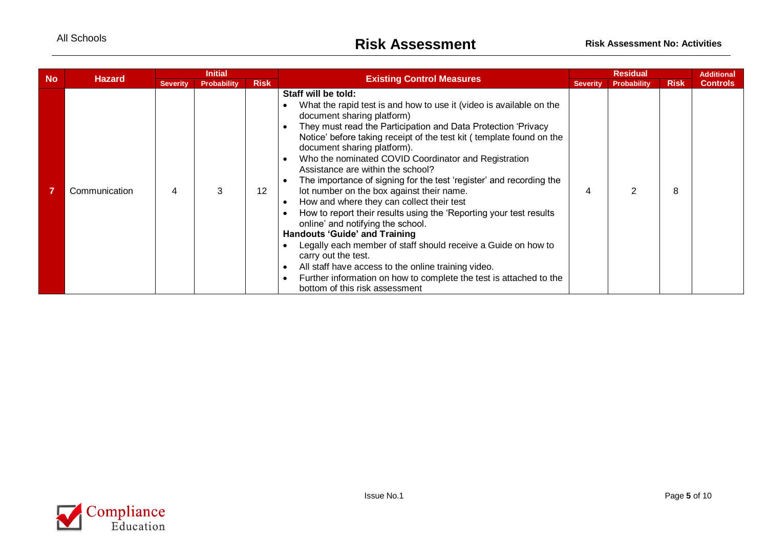| No | Hazard | Initial | | | Existing Control Measures | Residual | | | Additional Controls |
|---|---|---|---|---|---|---|---|---|---|
| | | Severity | Probability | Risk | | Severity | Probability | Risk | |
| 7 | Communication | 4 | 3 | 12 | **Staff will be told:**<br>• What the rapid test is and how to use it (video is available on the document sharing platform)<br>• They must read the Participation and Data Protection 'Privacy Notice' before taking receipt of the test kit ( template found on the document sharing platform).<br>• Who the nominated COVID Coordinator and Registration Assistance are within the school?<br>• The importance of signing for the test 'register' and recording the lot number on the box against their name.<br>• How and where they can collect their test<br>• How to report their results using the 'Reporting your test results online' and notifying the school.<br>**Handouts 'Guide' and Training**<br>• Legally each member of staff should receive a Guide on how to carry out the test.<br>• All staff have access to the online training video.<br>• Further information on how to complete the test is attached to the bottom of this risk assessment | 4 | 2 | 8 | |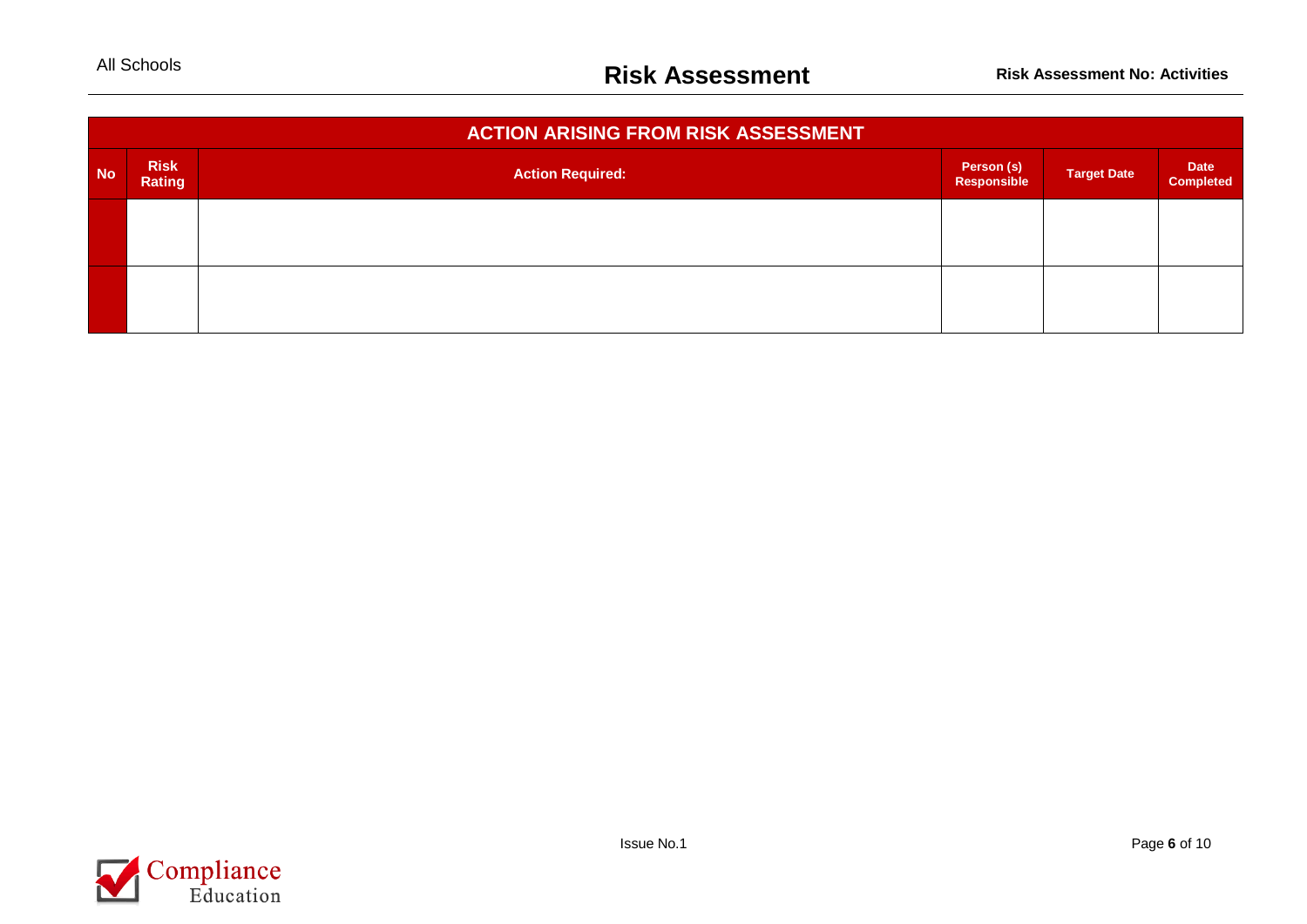| ACTION ARISING FROM RISK ASSESSMENT | | | | | |
|---|---|---|---|---|---|
| **No** | **Risk Rating** | **Action Required:** | **Person (s) Responsible** | **Target Date** | **Date Completed** |
| | | | | | |
| | | | | | |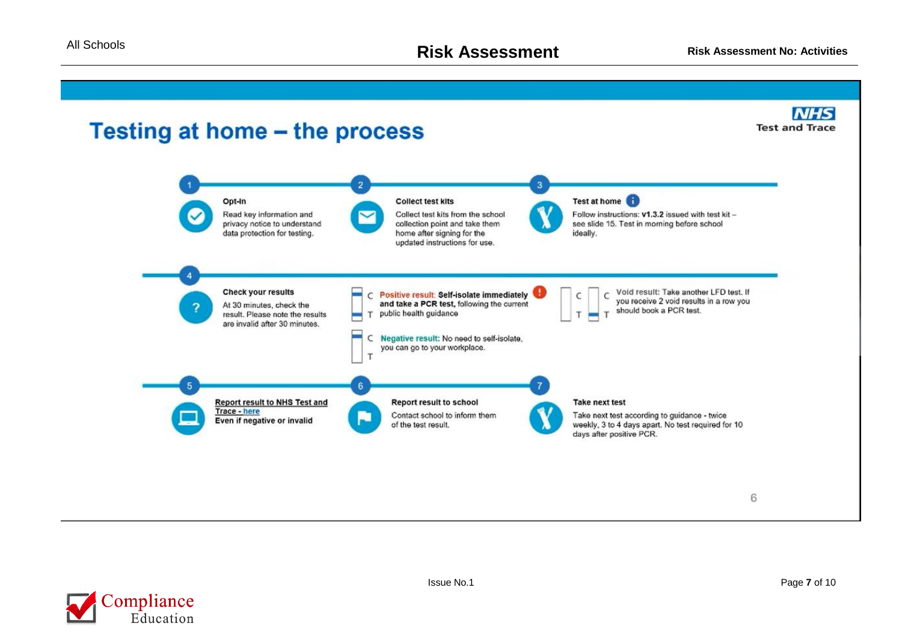# Testing at home – the process

NHS Test and Trace

**1. Opt-In**

Read key information and privacy notice to understand data protection for testing.

**2. Collect test kits**

Collect test kits from the school collection point and take them home after signing for the updated instructions for use.

**3. Test at home**

Follow instructions: **v1.3.2** issued with test kit – see slide 15. Test in morning before school ideally.

**4. Check your results**

At 30 minutes, check the result. Please note the results are invalid after 30 minutes.

- Positive result: **Self-isolate immediately and take a PCR test,** following the current public health guidance
- Negative result: No need to self-isolate, you can go to your workplace.
- Void result: Take another LFD test. If you receive 2 void results in a row you should book a PCR test.

**5. Report result to NHS Test and Trace - here**

**Even if negative or invalid**

**6. Report result to school**

Contact school to inform them of the test result.

**7. Take next test**

Take next test according to guidance - twice weekly, 3 to 4 days apart. No test required for 10 days after positive PCR.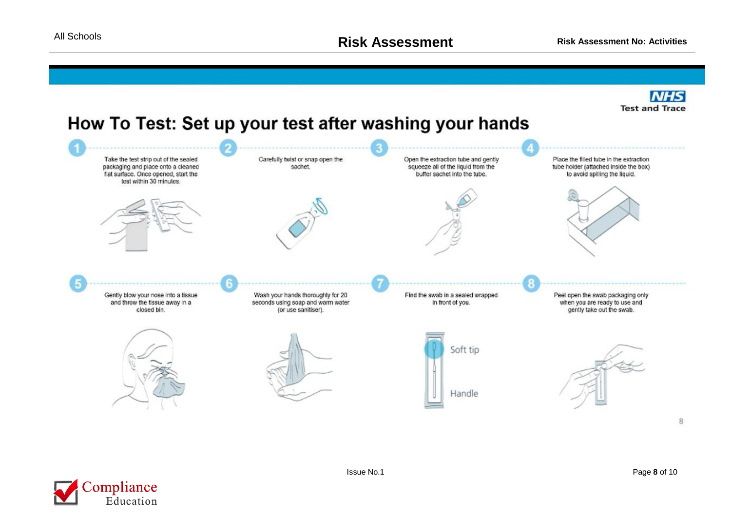NHS
Test and Trace

# How To Test: Set up your test after washing your hands

1. Take the test strip out of the sealed packaging and place onto a cleaned flat surface. Once opened, start the test within 30 minutes.

2. Carefully twist or snap open the sachet.

3. Open the extraction tube and gently squeeze all of the liquid from the buffer sachet into the tube.

4. Place the filled tube in the extraction tube holder (attached inside the box) to avoid spilling the liquid.

5. Gently blow your nose into a tissue and throw the tissue away in a closed bin.

6. Wash your hands thoroughly for 20 seconds using soap and warm water (or use sanitiser).

7. Find the swab in a sealed wrapped in front of you.

   Soft tip

   Handle

8. Peel open the swab packaging only when you are ready to use and gently take out the swab.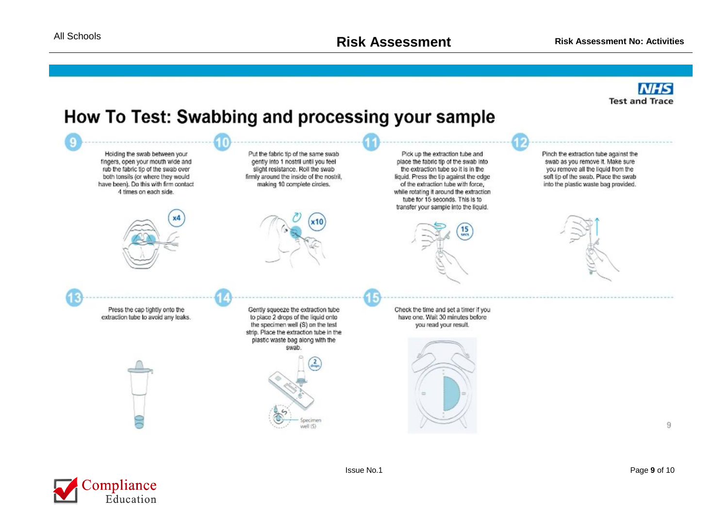**NHS** Test and Trace

# How To Test: Swabbing and processing your sample

**9** Holding the swab between your fingers, open your mouth wide and rub the fabric tip of the swab over both tonsils (or where they would have been). Do this with firm contact 4 times on each side.

x4

**10** Put the fabric tip of the same swab gently into 1 nostril until you feel slight resistance. Roll the swab firmly around the inside of the nostril, making 10 complete circles.

x10

**11** Pick up the extraction tube and place the fabric tip of the swab into the extraction tube so it is in the liquid. Press the tip against the edge of the extraction tube with force, while rotating it around the extraction tube for 15 seconds. This is to transfer your sample into the liquid.

15 secs

**12** Pinch the extraction tube against the swab as you remove it. Make sure you remove all the liquid from the swab. Place the swab into the plastic waste bag provided.

**13** Press the cap tightly onto the extraction tube to avoid any leaks.

**14** Gently squeeze the extraction tube to place 2 drops of the liquid onto the specimen well (S) on the test strip. Place the extraction tube in the plastic waste bag along with the swab.

2 drops

Specimen well (S)

**15** Check the time and set a timer if you have one. Wait 30 minutes before you read your result.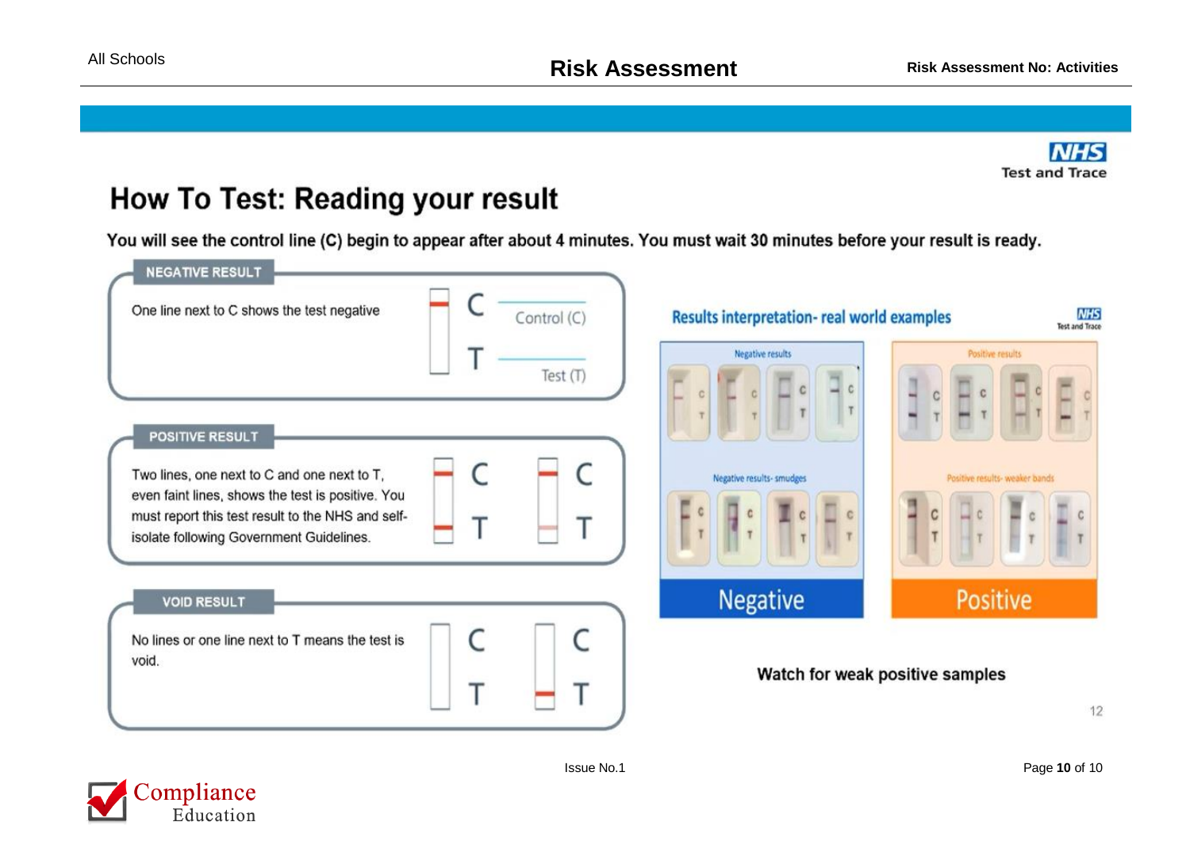NHS Test and Trace

# How To Test: Reading your result

**You will see the control line (C) begin to appear after about 4 minutes. You must wait 30 minutes before your result is ready.**

**NEGATIVE RESULT**

One line next to C shows the test negative

C — Control (C)

T — Test (T)

**POSITIVE RESULT**

Two lines, one next to C and one next to T, even faint lines, shows the test is positive. You must report this test result to the NHS and self-isolate following Government Guidelines.

C T C T

**VOID RESULT**

No lines or one line next to T means the test is void.

C T C T

**Results interpretation- real world examples**

NHS Test and Trace

Negative results

Negative results- smudges

Negative

Positive results

Positive results- weaker bands

Positive

**Watch for weak positive samples**

12

Issue No.1